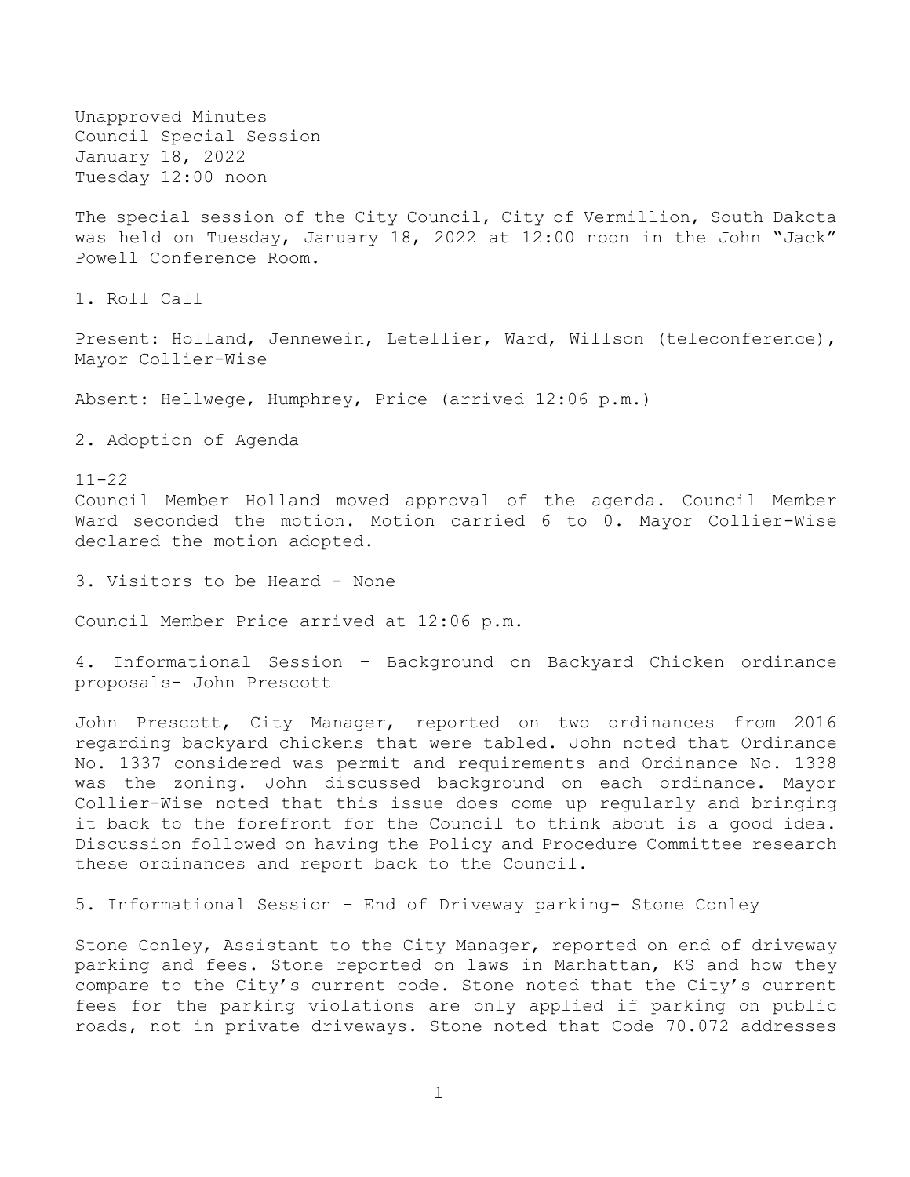Unapproved Minutes
Council Special Session
January 18, 2022
Tuesday 12:00 noon

The special session of the City Council, City of Vermillion, South Dakota was held on Tuesday, January 18, 2022 at 12:00 noon in the John "Jack" Powell Conference Room.

1. Roll Call

Present: Holland, Jennewein, Letellier, Ward, Willson (teleconference), Mayor Collier-Wise

Absent: Hellwege, Humphrey, Price (arrived 12:06 p.m.)

2. Adoption of Agenda

11-22
Council Member Holland moved approval of the agenda. Council Member Ward seconded the motion. Motion carried 6 to 0. Mayor Collier-Wise declared the motion adopted.

3. Visitors to be Heard - None

Council Member Price arrived at 12:06 p.m.

4. Informational Session – Background on Backyard Chicken ordinance proposals- John Prescott

John Prescott, City Manager, reported on two ordinances from 2016 regarding backyard chickens that were tabled. John noted that Ordinance No. 1337 considered was permit and requirements and Ordinance No. 1338 was the zoning. John discussed background on each ordinance. Mayor Collier-Wise noted that this issue does come up regularly and bringing it back to the forefront for the Council to think about is a good idea. Discussion followed on having the Policy and Procedure Committee research these ordinances and report back to the Council.

5. Informational Session – End of Driveway parking- Stone Conley

Stone Conley, Assistant to the City Manager, reported on end of driveway parking and fees. Stone reported on laws in Manhattan, KS and how they compare to the City's current code. Stone noted that the City's current fees for the parking violations are only applied if parking on public roads, not in private driveways. Stone noted that Code 70.072 addresses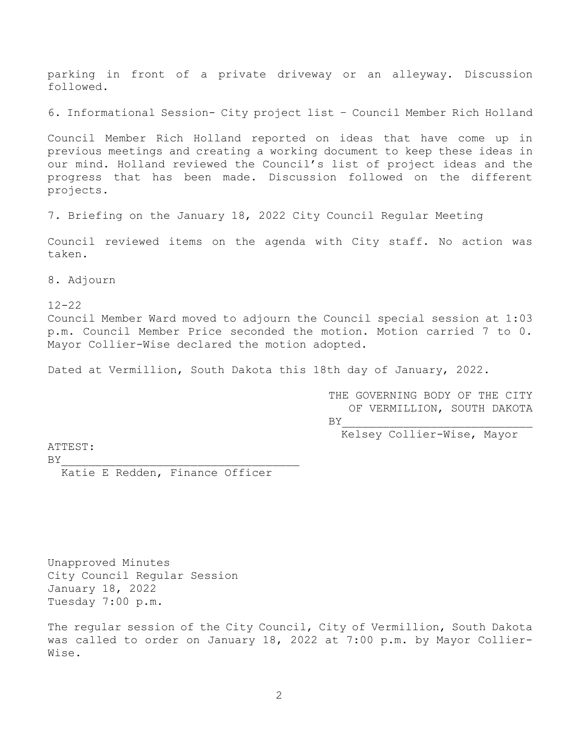parking in front of a private driveway or an alleyway. Discussion followed.

6. Informational Session- City project list – Council Member Rich Holland

Council Member Rich Holland reported on ideas that have come up in previous meetings and creating a working document to keep these ideas in our mind. Holland reviewed the Council's list of project ideas and the progress that has been made. Discussion followed on the different projects.

7. Briefing on the January 18, 2022 City Council Regular Meeting

Council reviewed items on the agenda with City staff. No action was taken.

8. Adjourn

12-22
Council Member Ward moved to adjourn the Council special session at 1:03 p.m. Council Member Price seconded the motion. Motion carried 7 to 0. Mayor Collier-Wise declared the motion adopted.

Dated at Vermillion, South Dakota this 18th day of January, 2022.

THE GOVERNING BODY OF THE CITY
OF VERMILLION, SOUTH DAKOTA
BY____________________________
Kelsey Collier-Wise, Mayor

ATTEST:
BY____________________________________
Katie E Redden, Finance Officer

Unapproved Minutes
City Council Regular Session
January 18, 2022
Tuesday 7:00 p.m.

The regular session of the City Council, City of Vermillion, South Dakota was called to order on January 18, 2022 at 7:00 p.m. by Mayor Collier-Wise.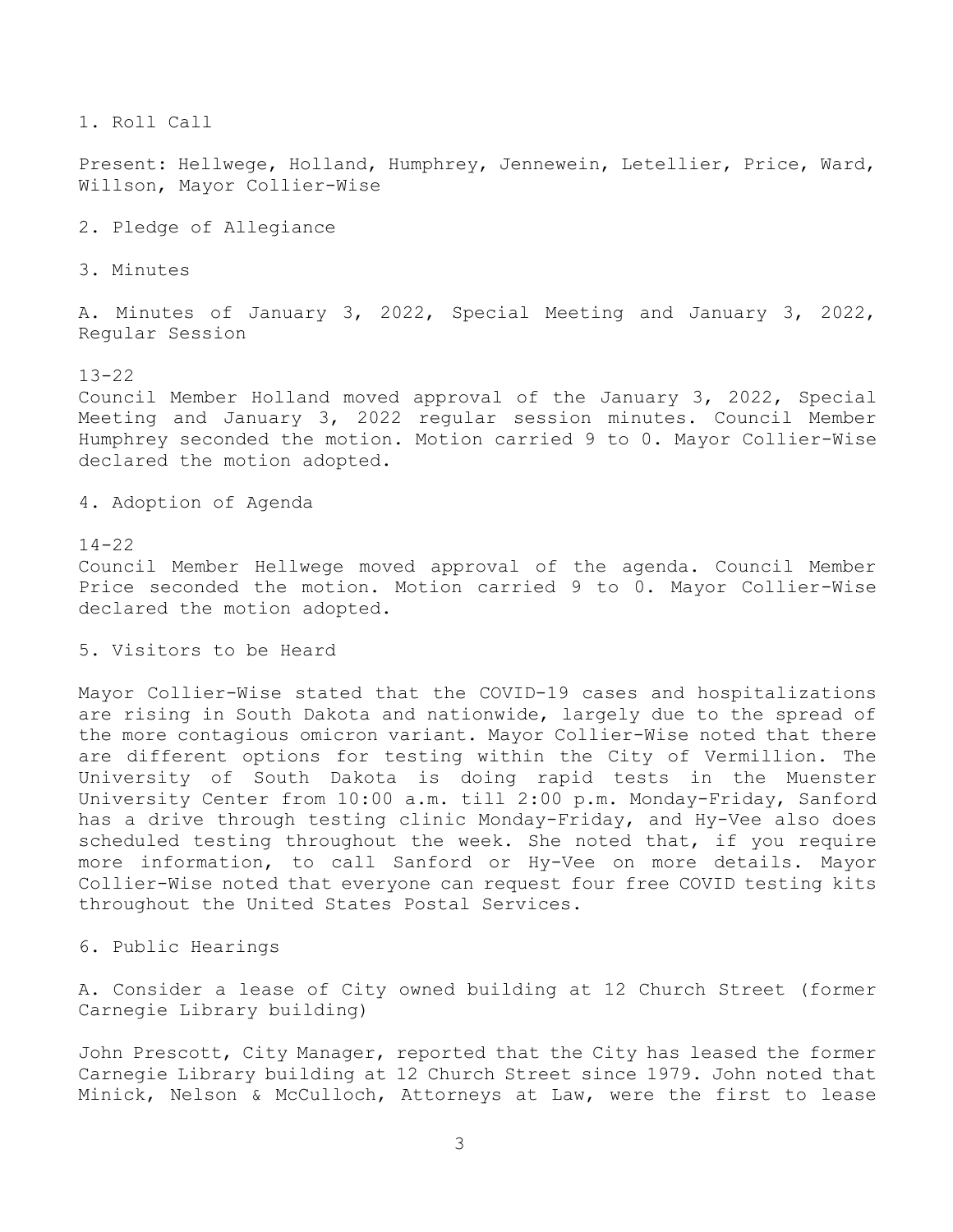1. Roll Call

Present: Hellwege, Holland, Humphrey, Jennewein, Letellier, Price, Ward, Willson, Mayor Collier-Wise

2. Pledge of Allegiance

3. Minutes

A. Minutes of January 3, 2022, Special Meeting and January 3, 2022, Regular Session

13-22
Council Member Holland moved approval of the January 3, 2022, Special Meeting and January 3, 2022 regular session minutes. Council Member Humphrey seconded the motion. Motion carried 9 to 0. Mayor Collier-Wise declared the motion adopted.

4. Adoption of Agenda

14-22
Council Member Hellwege moved approval of the agenda. Council Member Price seconded the motion. Motion carried 9 to 0. Mayor Collier-Wise declared the motion adopted.

5. Visitors to be Heard

Mayor Collier-Wise stated that the COVID-19 cases and hospitalizations are rising in South Dakota and nationwide, largely due to the spread of the more contagious omicron variant. Mayor Collier-Wise noted that there are different options for testing within the City of Vermillion. The University of South Dakota is doing rapid tests in the Muenster University Center from 10:00 a.m. till 2:00 p.m. Monday-Friday, Sanford has a drive through testing clinic Monday-Friday, and Hy-Vee also does scheduled testing throughout the week. She noted that, if you require more information, to call Sanford or Hy-Vee on more details. Mayor Collier-Wise noted that everyone can request four free COVID testing kits throughout the United States Postal Services.

6. Public Hearings

A. Consider a lease of City owned building at 12 Church Street (former Carnegie Library building)

John Prescott, City Manager, reported that the City has leased the former Carnegie Library building at 12 Church Street since 1979. John noted that Minick, Nelson & McCulloch, Attorneys at Law, were the first to lease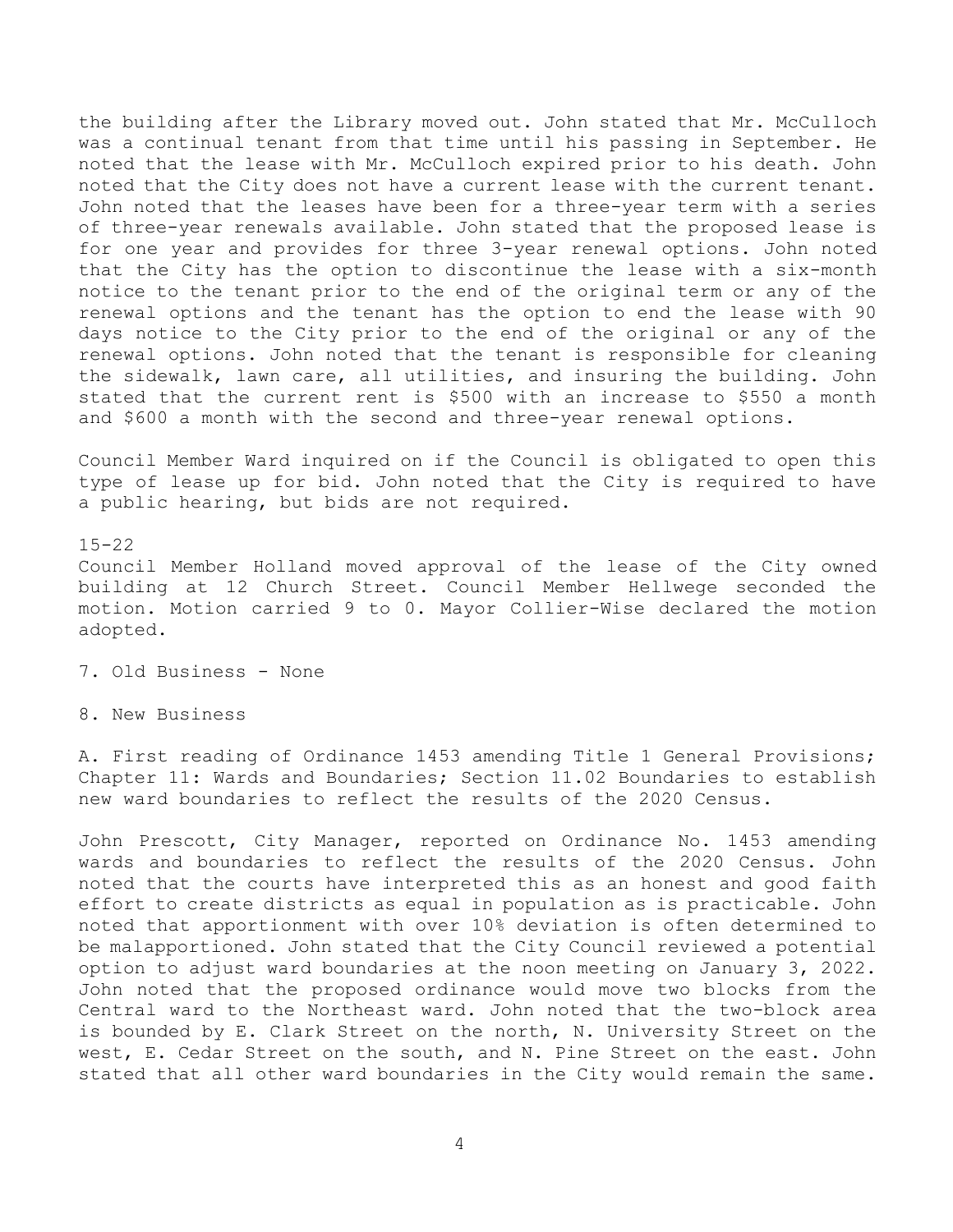the building after the Library moved out. John stated that Mr. McCulloch was a continual tenant from that time until his passing in September. He noted that the lease with Mr. McCulloch expired prior to his death. John noted that the City does not have a current lease with the current tenant. John noted that the leases have been for a three-year term with a series of three-year renewals available. John stated that the proposed lease is for one year and provides for three 3-year renewal options. John noted that the City has the option to discontinue the lease with a six-month notice to the tenant prior to the end of the original term or any of the renewal options and the tenant has the option to end the lease with 90 days notice to the City prior to the end of the original or any of the renewal options. John noted that the tenant is responsible for cleaning the sidewalk, lawn care, all utilities, and insuring the building. John stated that the current rent is $500 with an increase to $550 a month and $600 a month with the second and three-year renewal options.

Council Member Ward inquired on if the Council is obligated to open this type of lease up for bid. John noted that the City is required to have a public hearing, but bids are not required.

15-22
Council Member Holland moved approval of the lease of the City owned building at 12 Church Street. Council Member Hellwege seconded the motion. Motion carried 9 to 0. Mayor Collier-Wise declared the motion adopted.

7. Old Business - None

8. New Business

A. First reading of Ordinance 1453 amending Title 1 General Provisions; Chapter 11: Wards and Boundaries; Section 11.02 Boundaries to establish new ward boundaries to reflect the results of the 2020 Census.

John Prescott, City Manager, reported on Ordinance No. 1453 amending wards and boundaries to reflect the results of the 2020 Census. John noted that the courts have interpreted this as an honest and good faith effort to create districts as equal in population as is practicable. John noted that apportionment with over 10% deviation is often determined to be malapportioned. John stated that the City Council reviewed a potential option to adjust ward boundaries at the noon meeting on January 3, 2022. John noted that the proposed ordinance would move two blocks from the Central ward to the Northeast ward. John noted that the two-block area is bounded by E. Clark Street on the north, N. University Street on the west, E. Cedar Street on the south, and N. Pine Street on the east. John stated that all other ward boundaries in the City would remain the same.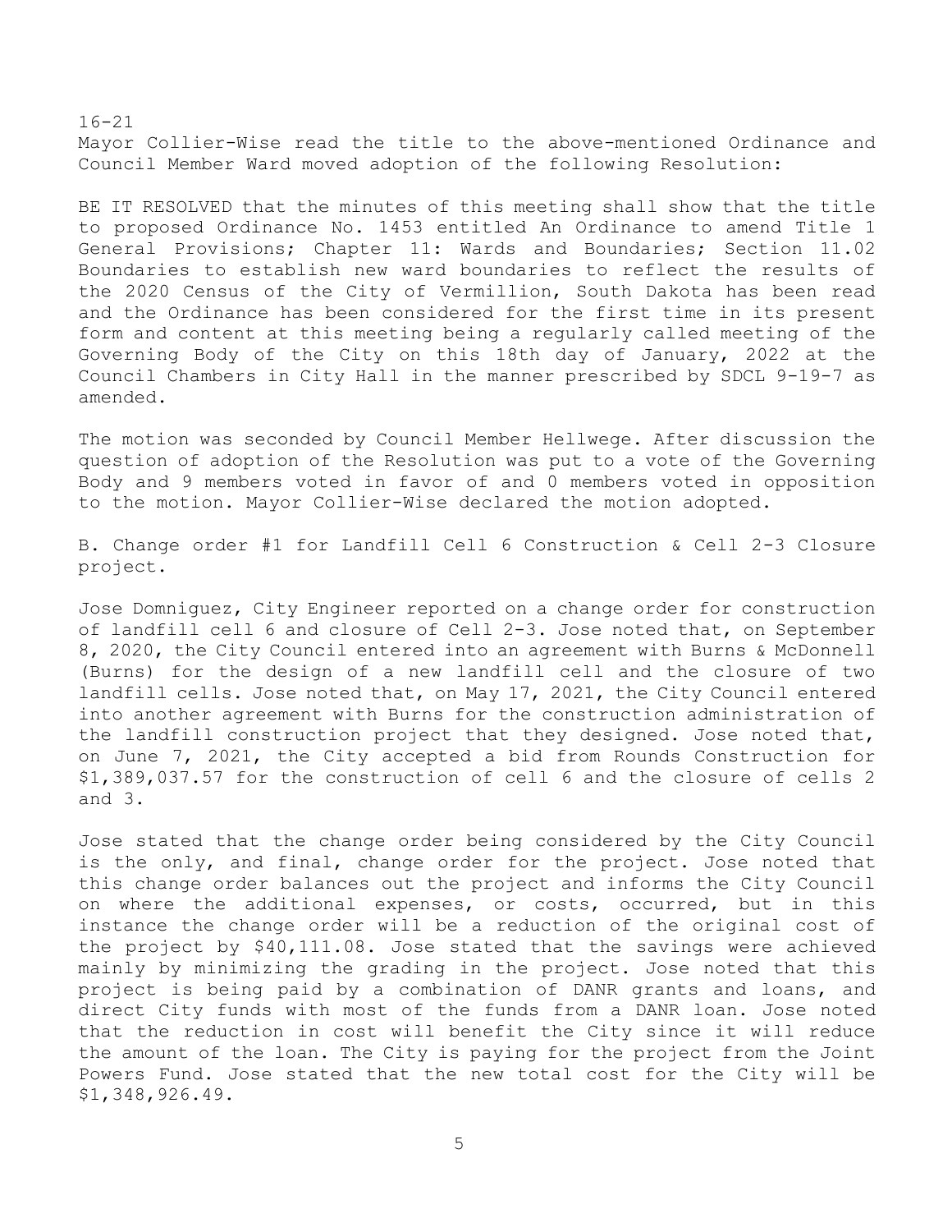16-21

Mayor Collier-Wise read the title to the above-mentioned Ordinance and Council Member Ward moved adoption of the following Resolution:

BE IT RESOLVED that the minutes of this meeting shall show that the title to proposed Ordinance No. 1453 entitled An Ordinance to amend Title 1 General Provisions; Chapter 11: Wards and Boundaries; Section 11.02 Boundaries to establish new ward boundaries to reflect the results of the 2020 Census of the City of Vermillion, South Dakota has been read and the Ordinance has been considered for the first time in its present form and content at this meeting being a regularly called meeting of the Governing Body of the City on this 18th day of January, 2022 at the Council Chambers in City Hall in the manner prescribed by SDCL 9-19-7 as amended.

The motion was seconded by Council Member Hellwege. After discussion the question of adoption of the Resolution was put to a vote of the Governing Body and 9 members voted in favor of and 0 members voted in opposition to the motion. Mayor Collier-Wise declared the motion adopted.

B. Change order #1 for Landfill Cell 6 Construction & Cell 2-3 Closure project.

Jose Domniguez, City Engineer reported on a change order for construction of landfill cell 6 and closure of Cell 2-3. Jose noted that, on September 8, 2020, the City Council entered into an agreement with Burns & McDonnell (Burns) for the design of a new landfill cell and the closure of two landfill cells. Jose noted that, on May 17, 2021, the City Council entered into another agreement with Burns for the construction administration of the landfill construction project that they designed. Jose noted that, on June 7, 2021, the City accepted a bid from Rounds Construction for $1,389,037.57 for the construction of cell 6 and the closure of cells 2 and 3.

Jose stated that the change order being considered by the City Council is the only, and final, change order for the project. Jose noted that this change order balances out the project and informs the City Council on where the additional expenses, or costs, occurred, but in this instance the change order will be a reduction of the original cost of the project by $40,111.08. Jose stated that the savings were achieved mainly by minimizing the grading in the project. Jose noted that this project is being paid by a combination of DANR grants and loans, and direct City funds with most of the funds from a DANR loan. Jose noted that the reduction in cost will benefit the City since it will reduce the amount of the loan. The City is paying for the project from the Joint Powers Fund. Jose stated that the new total cost for the City will be $1,348,926.49.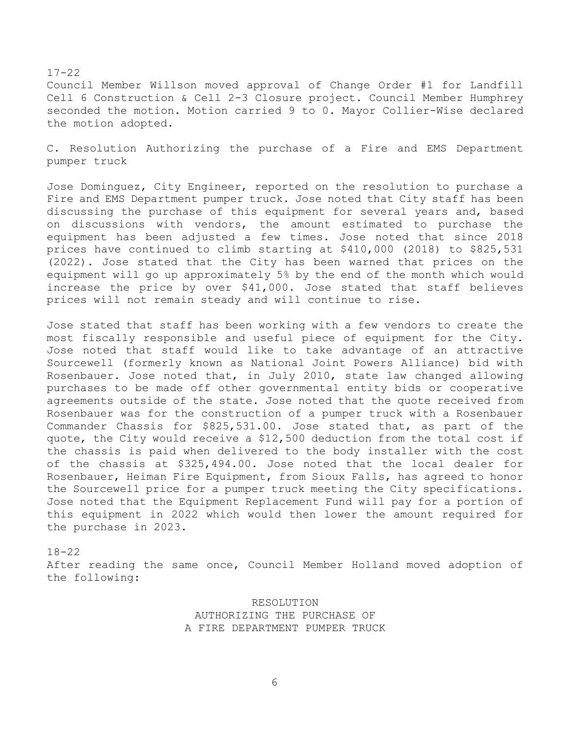17-22

Council Member Willson moved approval of Change Order #1 for Landfill Cell 6 Construction & Cell 2-3 Closure project. Council Member Humphrey seconded the motion. Motion carried 9 to 0. Mayor Collier-Wise declared the motion adopted.

C. Resolution Authorizing the purchase of a Fire and EMS Department pumper truck

Jose Dominguez, City Engineer, reported on the resolution to purchase a Fire and EMS Department pumper truck. Jose noted that City staff has been discussing the purchase of this equipment for several years and, based on discussions with vendors, the amount estimated to purchase the equipment has been adjusted a few times. Jose noted that since 2018 prices have continued to climb starting at $410,000 (2018) to $825,531 (2022). Jose stated that the City has been warned that prices on the equipment will go up approximately 5% by the end of the month which would increase the price by over $41,000. Jose stated that staff believes prices will not remain steady and will continue to rise.

Jose stated that staff has been working with a few vendors to create the most fiscally responsible and useful piece of equipment for the City. Jose noted that staff would like to take advantage of an attractive Sourcewell (formerly known as National Joint Powers Alliance) bid with Rosenbauer. Jose noted that, in July 2010, state law changed allowing purchases to be made off other governmental entity bids or cooperative agreements outside of the state. Jose noted that the quote received from Rosenbauer was for the construction of a pumper truck with a Rosenbauer Commander Chassis for $825,531.00. Jose stated that, as part of the quote, the City would receive a $12,500 deduction from the total cost if the chassis is paid when delivered to the body installer with the cost of the chassis at $325,494.00. Jose noted that the local dealer for Rosenbauer, Heiman Fire Equipment, from Sioux Falls, has agreed to honor the Sourcewell price for a pumper truck meeting the City specifications. Jose noted that the Equipment Replacement Fund will pay for a portion of this equipment in 2022 which would then lower the amount required for the purchase in 2023.

18-22

After reading the same once, Council Member Holland moved adoption of the following:

RESOLUTION
AUTHORIZING THE PURCHASE OF
A FIRE DEPARTMENT PUMPER TRUCK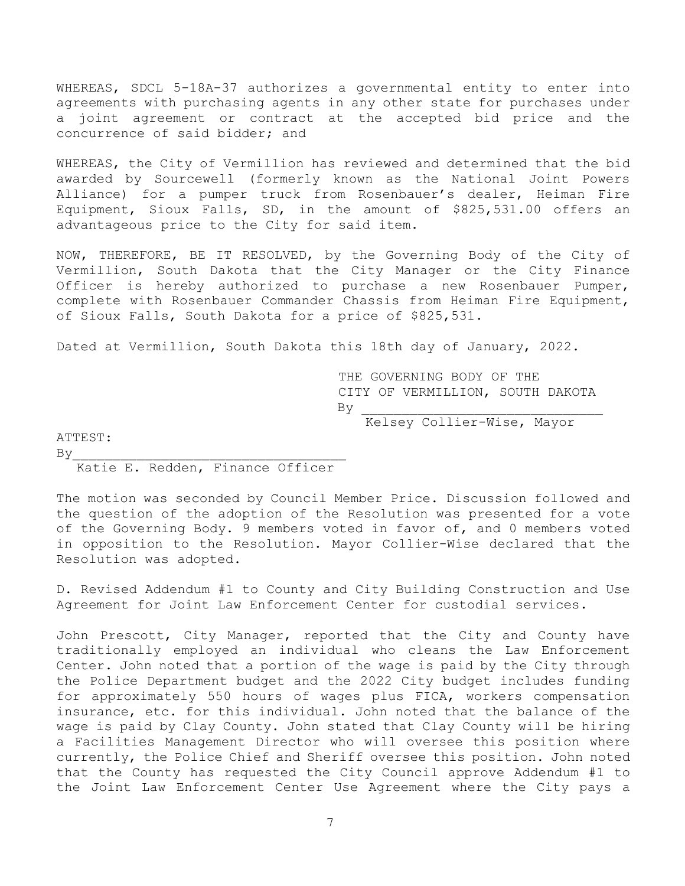WHEREAS, SDCL 5-18A-37 authorizes a governmental entity to enter into agreements with purchasing agents in any other state for purchases under a joint agreement or contract at the accepted bid price and the concurrence of said bidder; and

WHEREAS, the City of Vermillion has reviewed and determined that the bid awarded by Sourcewell (formerly known as the National Joint Powers Alliance) for a pumper truck from Rosenbauer's dealer, Heiman Fire Equipment, Sioux Falls, SD, in the amount of $825,531.00 offers an advantageous price to the City for said item.

NOW, THEREFORE, BE IT RESOLVED, by the Governing Body of the City of Vermillion, South Dakota that the City Manager or the City Finance Officer is hereby authorized to purchase a new Rosenbauer Pumper, complete with Rosenbauer Commander Chassis from Heiman Fire Equipment, of Sioux Falls, South Dakota for a price of $825,531.

Dated at Vermillion, South Dakota this 18th day of January, 2022.

THE GOVERNING BODY OF THE
CITY OF VERMILLION, SOUTH DAKOTA
By ______________________________
Kelsey Collier-Wise, Mayor

ATTEST:
By__________________________________
Katie E. Redden, Finance Officer

The motion was seconded by Council Member Price. Discussion followed and the question of the adoption of the Resolution was presented for a vote of the Governing Body. 9 members voted in favor of, and 0 members voted in opposition to the Resolution. Mayor Collier-Wise declared that the Resolution was adopted.

D. Revised Addendum #1 to County and City Building Construction and Use Agreement for Joint Law Enforcement Center for custodial services.

John Prescott, City Manager, reported that the City and County have traditionally employed an individual who cleans the Law Enforcement Center. John noted that a portion of the wage is paid by the City through the Police Department budget and the 2022 City budget includes funding for approximately 550 hours of wages plus FICA, workers compensation insurance, etc. for this individual. John noted that the balance of the wage is paid by Clay County. John stated that Clay County will be hiring a Facilities Management Director who will oversee this position where currently, the Police Chief and Sheriff oversee this position. John noted that the County has requested the City Council approve Addendum #1 to the Joint Law Enforcement Center Use Agreement where the City pays a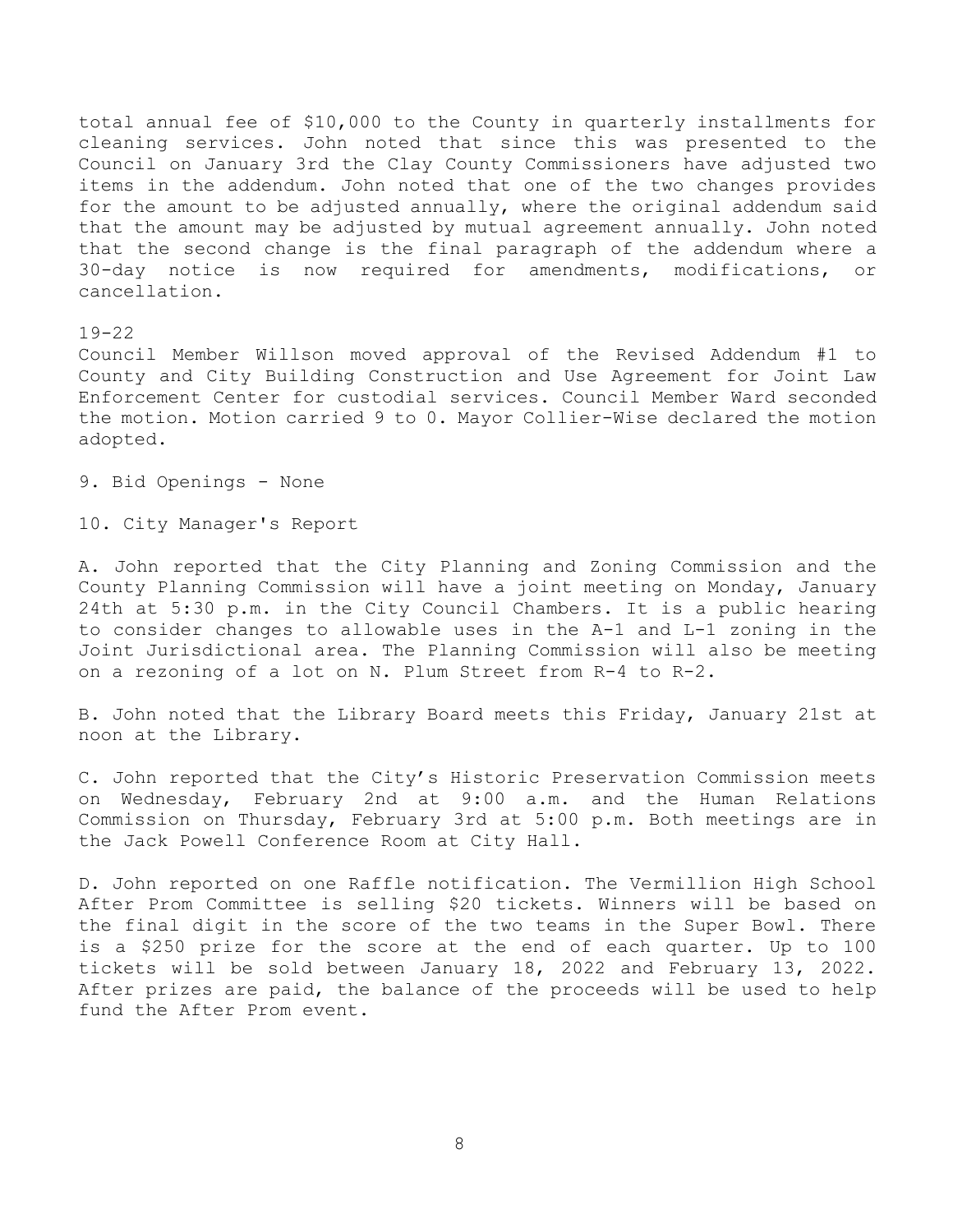total annual fee of $10,000 to the County in quarterly installments for cleaning services. John noted that since this was presented to the Council on January 3rd the Clay County Commissioners have adjusted two items in the addendum. John noted that one of the two changes provides for the amount to be adjusted annually, where the original addendum said that the amount may be adjusted by mutual agreement annually. John noted that the second change is the final paragraph of the addendum where a 30-day notice is now required for amendments, modifications, or cancellation.

19-22
Council Member Willson moved approval of the Revised Addendum #1 to County and City Building Construction and Use Agreement for Joint Law Enforcement Center for custodial services. Council Member Ward seconded the motion. Motion carried 9 to 0. Mayor Collier-Wise declared the motion adopted.

9. Bid Openings - None

10. City Manager's Report

A. John reported that the City Planning and Zoning Commission and the County Planning Commission will have a joint meeting on Monday, January 24th at 5:30 p.m. in the City Council Chambers. It is a public hearing to consider changes to allowable uses in the A-1 and L-1 zoning in the Joint Jurisdictional area. The Planning Commission will also be meeting on a rezoning of a lot on N. Plum Street from R-4 to R-2.

B. John noted that the Library Board meets this Friday, January 21st at noon at the Library.

C. John reported that the City's Historic Preservation Commission meets on Wednesday, February 2nd at 9:00 a.m. and the Human Relations Commission on Thursday, February 3rd at 5:00 p.m. Both meetings are in the Jack Powell Conference Room at City Hall.

D. John reported on one Raffle notification. The Vermillion High School After Prom Committee is selling $20 tickets. Winners will be based on the final digit in the score of the two teams in the Super Bowl. There is a $250 prize for the score at the end of each quarter. Up to 100 tickets will be sold between January 18, 2022 and February 13, 2022. After prizes are paid, the balance of the proceeds will be used to help fund the After Prom event.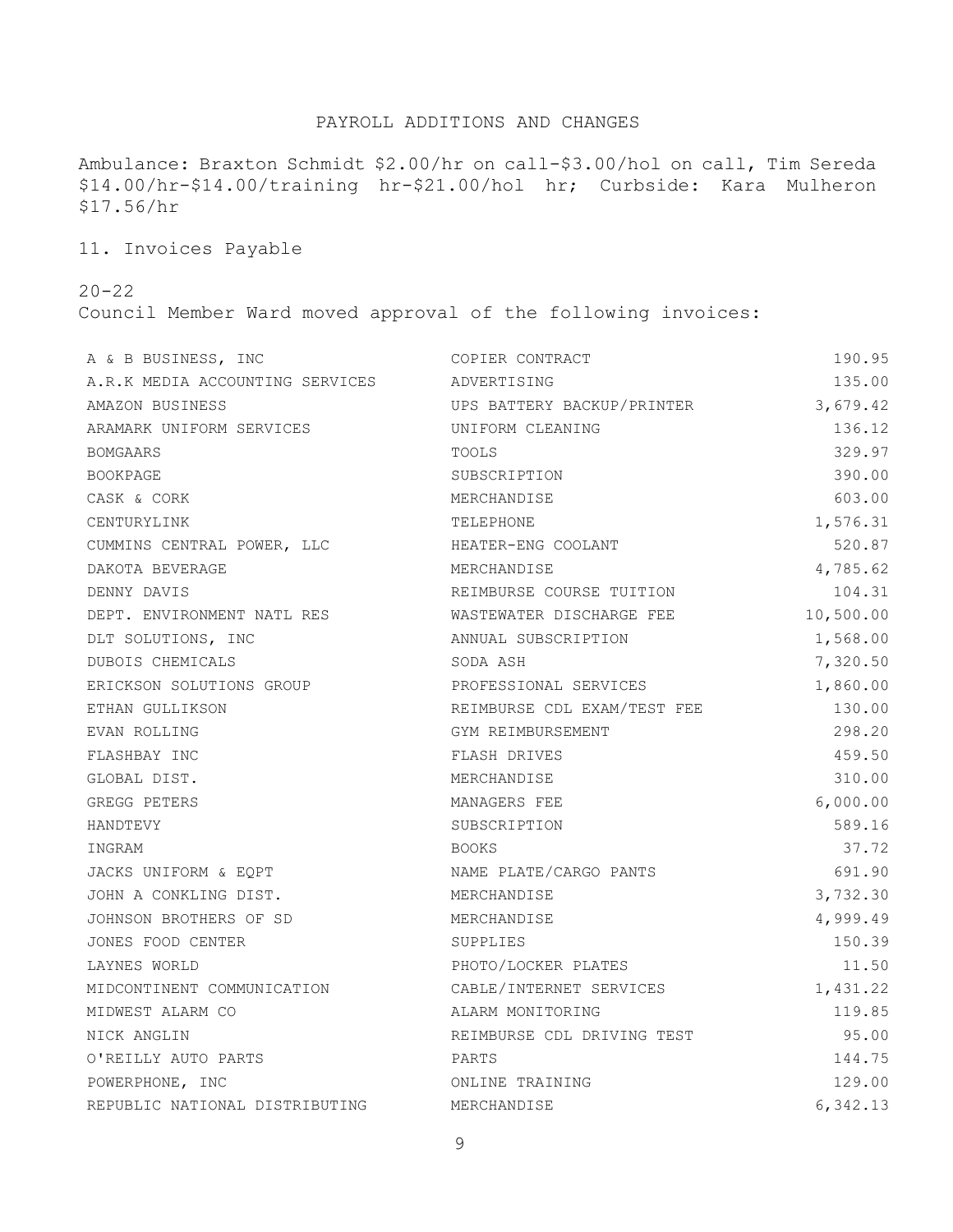PAYROLL ADDITIONS AND CHANGES

Ambulance: Braxton Schmidt $2.00/hr on call-$3.00/hol on call, Tim Sereda $14.00/hr-$14.00/training hr-$21.00/hol hr; Curbside: Kara Mulheron $17.56/hr

11. Invoices Payable

20-22
Council Member Ward moved approval of the following invoices:

| | | |
|---|---|---|
| A & B BUSINESS, INC | COPIER CONTRACT | 190.95 |
| A.R.K MEDIA ACCOUNTING SERVICES | ADVERTISING | 135.00 |
| AMAZON BUSINESS | UPS BATTERY BACKUP/PRINTER | 3,679.42 |
| ARAMARK UNIFORM SERVICES | UNIFORM CLEANING | 136.12 |
| BOMGAARS | TOOLS | 329.97 |
| BOOKPAGE | SUBSCRIPTION | 390.00 |
| CASK & CORK | MERCHANDISE | 603.00 |
| CENTURYLINK | TELEPHONE | 1,576.31 |
| CUMMINS CENTRAL POWER, LLC | HEATER-ENG COOLANT | 520.87 |
| DAKOTA BEVERAGE | MERCHANDISE | 4,785.62 |
| DENNY DAVIS | REIMBURSE COURSE TUITION | 104.31 |
| DEPT. ENVIRONMENT NATL RES | WASTEWATER DISCHARGE FEE | 10,500.00 |
| DLT SOLUTIONS, INC | ANNUAL SUBSCRIPTION | 1,568.00 |
| DUBOIS CHEMICALS | SODA ASH | 7,320.50 |
| ERICKSON SOLUTIONS GROUP | PROFESSIONAL SERVICES | 1,860.00 |
| ETHAN GULLIKSON | REIMBURSE CDL EXAM/TEST FEE | 130.00 |
| EVAN ROLLING | GYM REIMBURSEMENT | 298.20 |
| FLASHBAY INC | FLASH DRIVES | 459.50 |
| GLOBAL DIST. | MERCHANDISE | 310.00 |
| GREGG PETERS | MANAGERS FEE | 6,000.00 |
| HANDTEVY | SUBSCRIPTION | 589.16 |
| INGRAM | BOOKS | 37.72 |
| JACKS UNIFORM & EQPT | NAME PLATE/CARGO PANTS | 691.90 |
| JOHN A CONKLING DIST. | MERCHANDISE | 3,732.30 |
| JOHNSON BROTHERS OF SD | MERCHANDISE | 4,999.49 |
| JONES FOOD CENTER | SUPPLIES | 150.39 |
| LAYNES WORLD | PHOTO/LOCKER PLATES | 11.50 |
| MIDCONTINENT COMMUNICATION | CABLE/INTERNET SERVICES | 1,431.22 |
| MIDWEST ALARM CO | ALARM MONITORING | 119.85 |
| NICK ANGLIN | REIMBURSE CDL DRIVING TEST | 95.00 |
| O'REILLY AUTO PARTS | PARTS | 144.75 |
| POWERPHONE, INC | ONLINE TRAINING | 129.00 |
| REPUBLIC NATIONAL DISTRIBUTING | MERCHANDISE | 6,342.13 |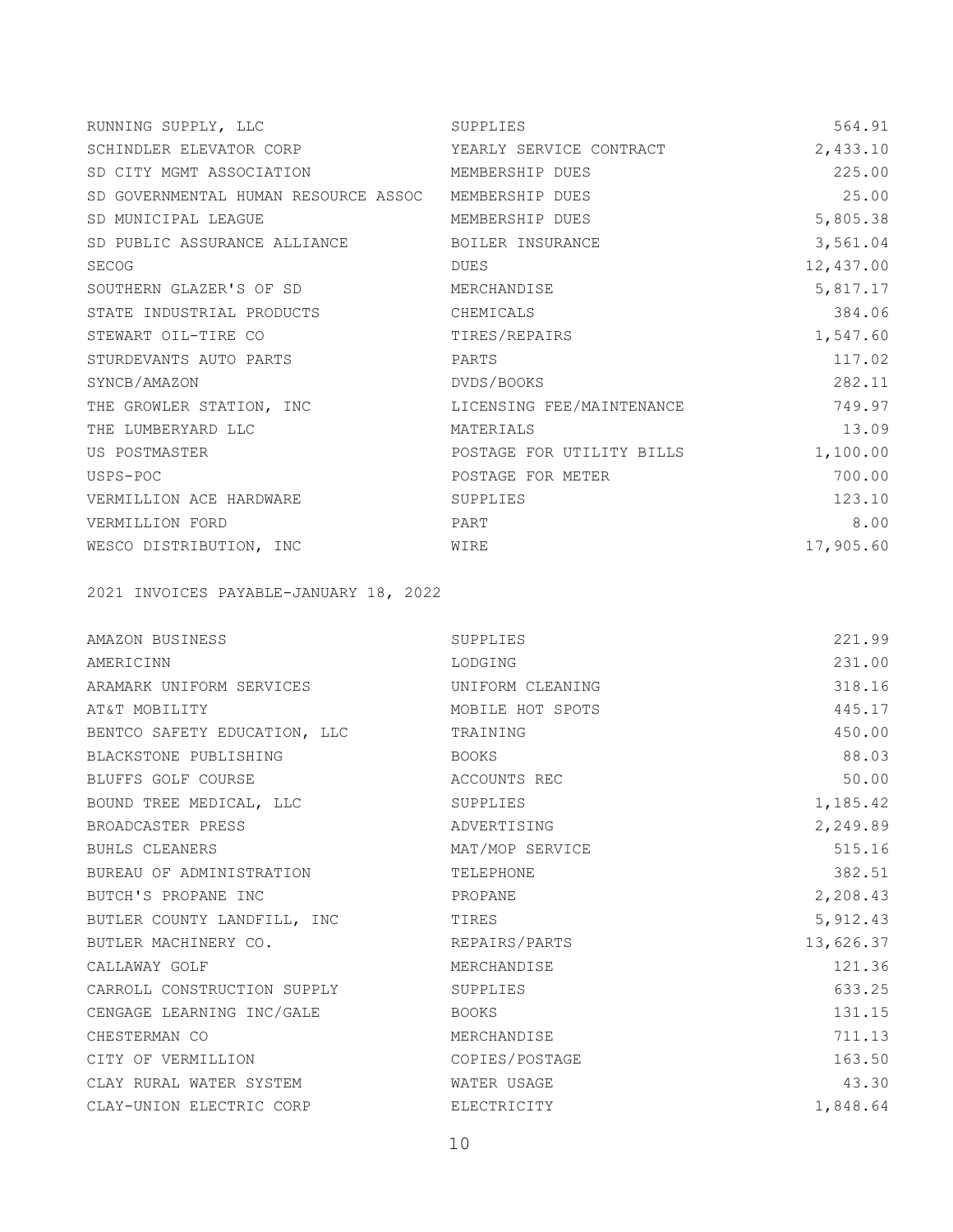| | | |
|---|---|---|
| RUNNING SUPPLY, LLC | SUPPLIES | 564.91 |
| SCHINDLER ELEVATOR CORP | YEARLY SERVICE CONTRACT | 2,433.10 |
| SD CITY MGMT ASSOCIATION | MEMBERSHIP DUES | 225.00 |
| SD GOVERNMENTAL HUMAN RESOURCE ASSOC | MEMBERSHIP DUES | 25.00 |
| SD MUNICIPAL LEAGUE | MEMBERSHIP DUES | 5,805.38 |
| SD PUBLIC ASSURANCE ALLIANCE | BOILER INSURANCE | 3,561.04 |
| SECOG | DUES | 12,437.00 |
| SOUTHERN GLAZER'S OF SD | MERCHANDISE | 5,817.17 |
| STATE INDUSTRIAL PRODUCTS | CHEMICALS | 384.06 |
| STEWART OIL-TIRE CO | TIRES/REPAIRS | 1,547.60 |
| STURDEVANTS AUTO PARTS | PARTS | 117.02 |
| SYNCB/AMAZON | DVDS/BOOKS | 282.11 |
| THE GROWLER STATION, INC | LICENSING FEE/MAINTENANCE | 749.97 |
| THE LUMBERYARD LLC | MATERIALS | 13.09 |
| US POSTMASTER | POSTAGE FOR UTILITY BILLS | 1,100.00 |
| USPS-POC | POSTAGE FOR METER | 700.00 |
| VERMILLION ACE HARDWARE | SUPPLIES | 123.10 |
| VERMILLION FORD | PART | 8.00 |
| WESCO DISTRIBUTION, INC | WIRE | 17,905.60 |

2021 INVOICES PAYABLE-JANUARY 18, 2022

| | | |
|---|---|---|
| AMAZON BUSINESS | SUPPLIES | 221.99 |
| AMERICINN | LODGING | 231.00 |
| ARAMARK UNIFORM SERVICES | UNIFORM CLEANING | 318.16 |
| AT&T MOBILITY | MOBILE HOT SPOTS | 445.17 |
| BENTCO SAFETY EDUCATION, LLC | TRAINING | 450.00 |
| BLACKSTONE PUBLISHING | BOOKS | 88.03 |
| BLUFFS GOLF COURSE | ACCOUNTS REC | 50.00 |
| BOUND TREE MEDICAL, LLC | SUPPLIES | 1,185.42 |
| BROADCASTER PRESS | ADVERTISING | 2,249.89 |
| BUHLS CLEANERS | MAT/MOP SERVICE | 515.16 |
| BUREAU OF ADMINISTRATION | TELEPHONE | 382.51 |
| BUTCH'S PROPANE INC | PROPANE | 2,208.43 |
| BUTLER COUNTY LANDFILL, INC | TIRES | 5,912.43 |
| BUTLER MACHINERY CO. | REPAIRS/PARTS | 13,626.37 |
| CALLAWAY GOLF | MERCHANDISE | 121.36 |
| CARROLL CONSTRUCTION SUPPLY | SUPPLIES | 633.25 |
| CENGAGE LEARNING INC/GALE | BOOKS | 131.15 |
| CHESTERMAN CO | MERCHANDISE | 711.13 |
| CITY OF VERMILLION | COPIES/POSTAGE | 163.50 |
| CLAY RURAL WATER SYSTEM | WATER USAGE | 43.30 |
| CLAY-UNION ELECTRIC CORP | ELECTRICITY | 1,848.64 |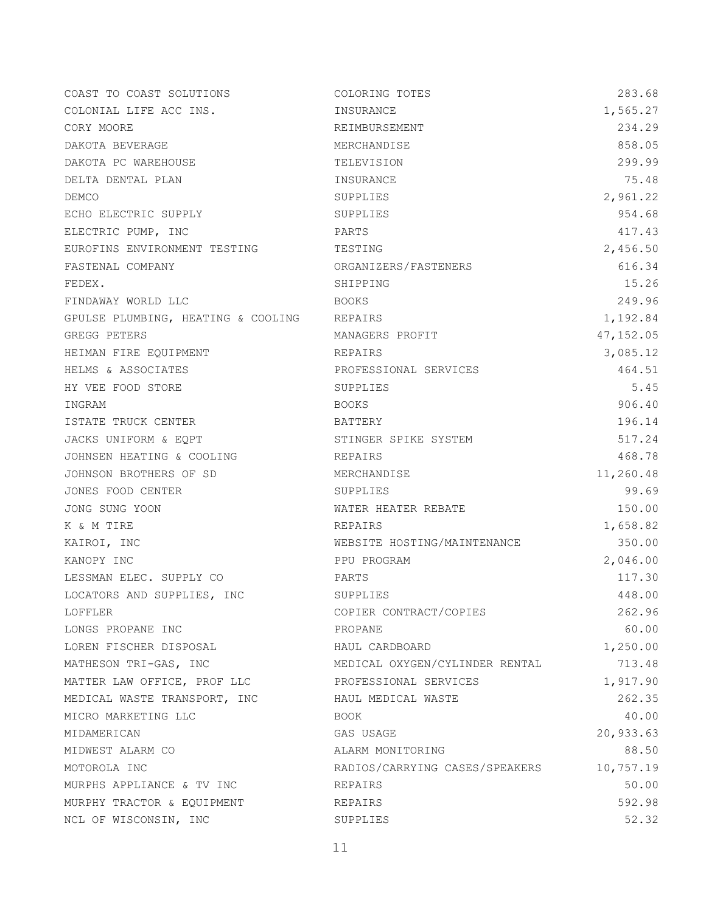| | | |
|---|---|---|
| COAST TO COAST SOLUTIONS | COLORING TOTES | 283.68 |
| COLONIAL LIFE ACC INS. | INSURANCE | 1,565.27 |
| CORY MOORE | REIMBURSEMENT | 234.29 |
| DAKOTA BEVERAGE | MERCHANDISE | 858.05 |
| DAKOTA PC WAREHOUSE | TELEVISION | 299.99 |
| DELTA DENTAL PLAN | INSURANCE | 75.48 |
| DEMCO | SUPPLIES | 2,961.22 |
| ECHO ELECTRIC SUPPLY | SUPPLIES | 954.68 |
| ELECTRIC PUMP, INC | PARTS | 417.43 |
| EUROFINS ENVIRONMENT TESTING | TESTING | 2,456.50 |
| FASTENAL COMPANY | ORGANIZERS/FASTENERS | 616.34 |
| FEDEX. | SHIPPING | 15.26 |
| FINDAWAY WORLD LLC | BOOKS | 249.96 |
| GPULSE PLUMBING, HEATING & COOLING | REPAIRS | 1,192.84 |
| GREGG PETERS | MANAGERS PROFIT | 47,152.05 |
| HEIMAN FIRE EQUIPMENT | REPAIRS | 3,085.12 |
| HELMS & ASSOCIATES | PROFESSIONAL SERVICES | 464.51 |
| HY VEE FOOD STORE | SUPPLIES | 5.45 |
| INGRAM | BOOKS | 906.40 |
| ISTATE TRUCK CENTER | BATTERY | 196.14 |
| JACKS UNIFORM & EQPT | STINGER SPIKE SYSTEM | 517.24 |
| JOHNSEN HEATING & COOLING | REPAIRS | 468.78 |
| JOHNSON BROTHERS OF SD | MERCHANDISE | 11,260.48 |
| JONES FOOD CENTER | SUPPLIES | 99.69 |
| JONG SUNG YOON | WATER HEATER REBATE | 150.00 |
| K & M TIRE | REPAIRS | 1,658.82 |
| KAIROI, INC | WEBSITE HOSTING/MAINTENANCE | 350.00 |
| KANOPY INC | PPU PROGRAM | 2,046.00 |
| LESSMAN ELEC. SUPPLY CO | PARTS | 117.30 |
| LOCATORS AND SUPPLIES, INC | SUPPLIES | 448.00 |
| LOFFLER | COPIER CONTRACT/COPIES | 262.96 |
| LONGS PROPANE INC | PROPANE | 60.00 |
| LOREN FISCHER DISPOSAL | HAUL CARDBOARD | 1,250.00 |
| MATHESON TRI-GAS, INC | MEDICAL OXYGEN/CYLINDER RENTAL | 713.48 |
| MATTER LAW OFFICE, PROF LLC | PROFESSIONAL SERVICES | 1,917.90 |
| MEDICAL WASTE TRANSPORT, INC | HAUL MEDICAL WASTE | 262.35 |
| MICRO MARKETING LLC | BOOK | 40.00 |
| MIDAMERICAN | GAS USAGE | 20,933.63 |
| MIDWEST ALARM CO | ALARM MONITORING | 88.50 |
| MOTOROLA INC | RADIOS/CARRYING CASES/SPEAKERS | 10,757.19 |
| MURPHS APPLIANCE & TV INC | REPAIRS | 50.00 |
| MURPHY TRACTOR & EQUIPMENT | REPAIRS | 592.98 |
| NCL OF WISCONSIN, INC | SUPPLIES | 52.32 |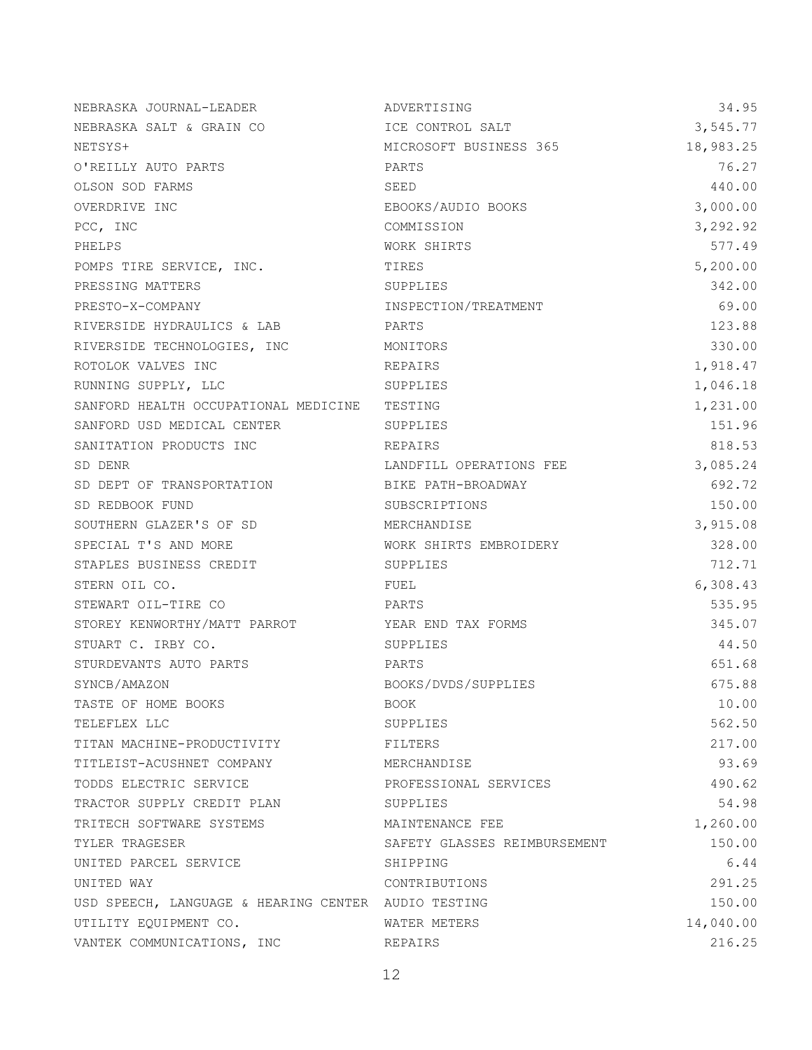| | | |
|---|---|---|
| NEBRASKA JOURNAL-LEADER | ADVERTISING | 34.95 |
| NEBRASKA SALT & GRAIN CO | ICE CONTROL SALT | 3,545.77 |
| NETSYS+ | MICROSOFT BUSINESS 365 | 18,983.25 |
| O'REILLY AUTO PARTS | PARTS | 76.27 |
| OLSON SOD FARMS | SEED | 440.00 |
| OVERDRIVE INC | EBOOKS/AUDIO BOOKS | 3,000.00 |
| PCC, INC | COMMISSION | 3,292.92 |
| PHELPS | WORK SHIRTS | 577.49 |
| POMPS TIRE SERVICE, INC. | TIRES | 5,200.00 |
| PRESSING MATTERS | SUPPLIES | 342.00 |
| PRESTO-X-COMPANY | INSPECTION/TREATMENT | 69.00 |
| RIVERSIDE HYDRAULICS & LAB | PARTS | 123.88 |
| RIVERSIDE TECHNOLOGIES, INC | MONITORS | 330.00 |
| ROTOLOK VALVES INC | REPAIRS | 1,918.47 |
| RUNNING SUPPLY, LLC | SUPPLIES | 1,046.18 |
| SANFORD HEALTH OCCUPATIONAL MEDICINE | TESTING | 1,231.00 |
| SANFORD USD MEDICAL CENTER | SUPPLIES | 151.96 |
| SANITATION PRODUCTS INC | REPAIRS | 818.53 |
| SD DENR | LANDFILL OPERATIONS FEE | 3,085.24 |
| SD DEPT OF TRANSPORTATION | BIKE PATH-BROADWAY | 692.72 |
| SD REDBOOK FUND | SUBSCRIPTIONS | 150.00 |
| SOUTHERN GLAZER'S OF SD | MERCHANDISE | 3,915.08 |
| SPECIAL T'S AND MORE | WORK SHIRTS EMBROIDERY | 328.00 |
| STAPLES BUSINESS CREDIT | SUPPLIES | 712.71 |
| STERN OIL CO. | FUEL | 6,308.43 |
| STEWART OIL-TIRE CO | PARTS | 535.95 |
| STOREY KENWORTHY/MATT PARROT | YEAR END TAX FORMS | 345.07 |
| STUART C. IRBY CO. | SUPPLIES | 44.50 |
| STURDEVANTS AUTO PARTS | PARTS | 651.68 |
| SYNCB/AMAZON | BOOKS/DVDS/SUPPLIES | 675.88 |
| TASTE OF HOME BOOKS | BOOK | 10.00 |
| TELEFLEX LLC | SUPPLIES | 562.50 |
| TITAN MACHINE-PRODUCTIVITY | FILTERS | 217.00 |
| TITLEIST-ACUSHNET COMPANY | MERCHANDISE | 93.69 |
| TODDS ELECTRIC SERVICE | PROFESSIONAL SERVICES | 490.62 |
| TRACTOR SUPPLY CREDIT PLAN | SUPPLIES | 54.98 |
| TRITECH SOFTWARE SYSTEMS | MAINTENANCE FEE | 1,260.00 |
| TYLER TRAGESER | SAFETY GLASSES REIMBURSEMENT | 150.00 |
| UNITED PARCEL SERVICE | SHIPPING | 6.44 |
| UNITED WAY | CONTRIBUTIONS | 291.25 |
| USD SPEECH, LANGUAGE & HEARING CENTER | AUDIO TESTING | 150.00 |
| UTILITY EQUIPMENT CO. | WATER METERS | 14,040.00 |
| VANTEK COMMUNICATIONS, INC | REPAIRS | 216.25 |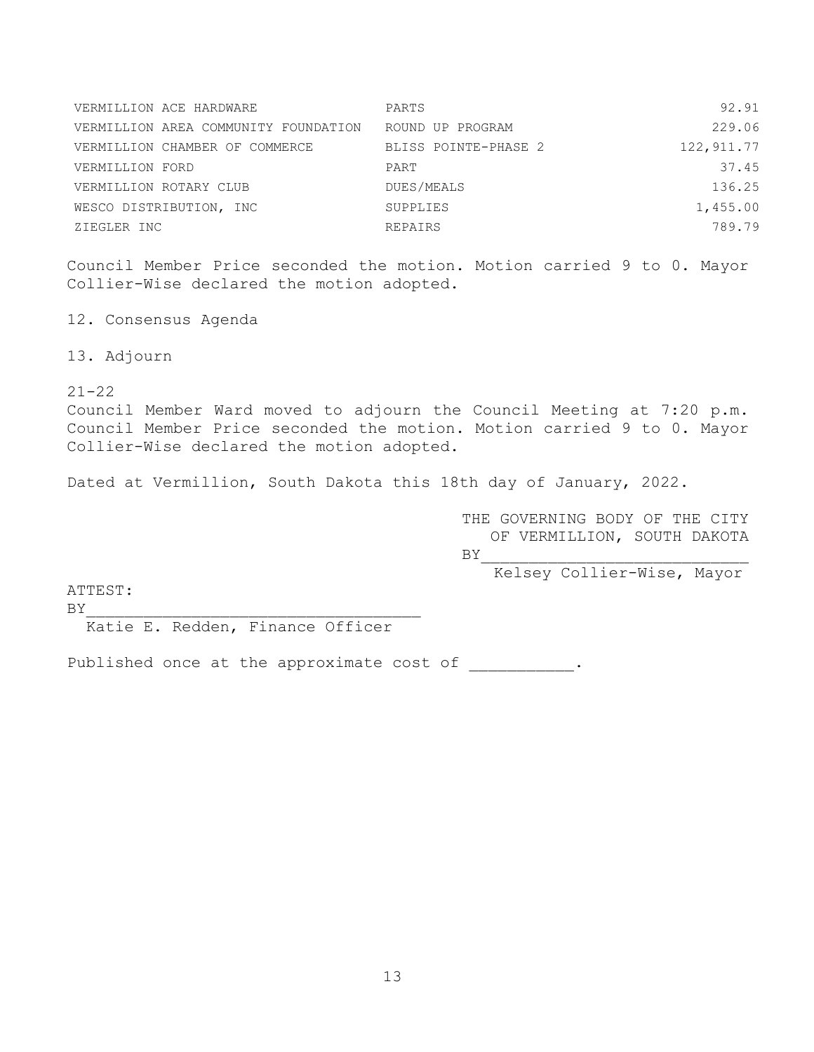| | | |
|---|---|---|
| VERMILLION ACE HARDWARE | PARTS | 92.91 |
| VERMILLION AREA COMMUNITY FOUNDATION | ROUND UP PROGRAM | 229.06 |
| VERMILLION CHAMBER OF COMMERCE | BLISS POINTE-PHASE 2 | 122,911.77 |
| VERMILLION FORD | PART | 37.45 |
| VERMILLION ROTARY CLUB | DUES/MEALS | 136.25 |
| WESCO DISTRIBUTION, INC | SUPPLIES | 1,455.00 |
| ZIEGLER INC | REPAIRS | 789.79 |

Council Member Price seconded the motion. Motion carried 9 to 0. Mayor Collier-Wise declared the motion adopted.

12. Consensus Agenda

13. Adjourn

21-22
Council Member Ward moved to adjourn the Council Meeting at 7:20 p.m. Council Member Price seconded the motion. Motion carried 9 to 0. Mayor Collier-Wise declared the motion adopted.

Dated at Vermillion, South Dakota this 18th day of January, 2022.

THE GOVERNING BODY OF THE CITY OF VERMILLION, SOUTH DAKOTA
BY___________________________
Kelsey Collier-Wise, Mayor

ATTEST:
BY___________________________________
Katie E. Redden, Finance Officer

Published once at the approximate cost of ___________.